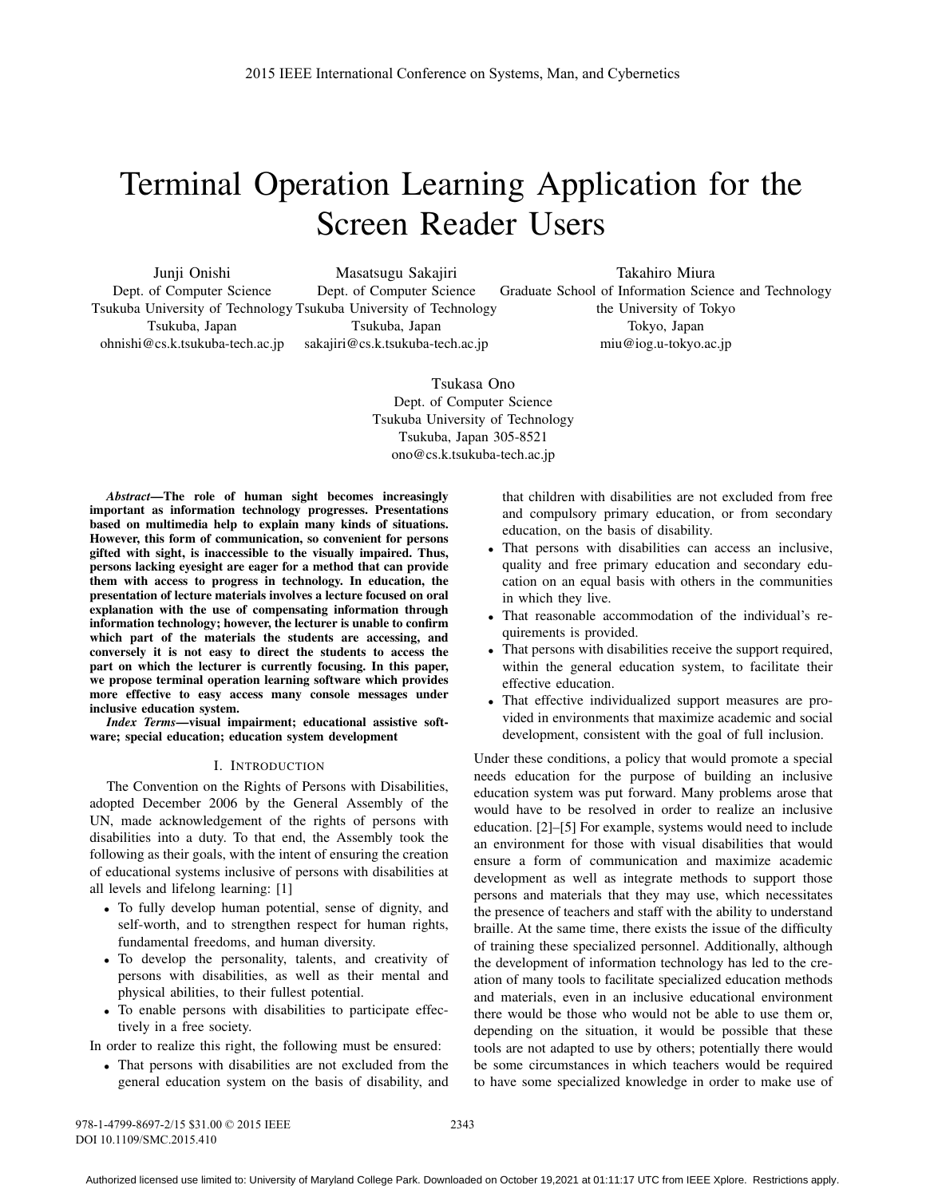# Terminal Operation Learning Application for the Screen Reader Users

Junji Onishi
Dept. of Computer Science
Tsukuba University of Technology
Tsukuba, Japan
ohnishi@cs.k.tsukuba-tech.ac.jp

Masatsugu Sakajiri
Dept. of Computer Science
Tsukuba University of Technology
Tsukuba, Japan
sakajiri@cs.k.tsukuba-tech.ac.jp

Takahiro Miura
Graduate School of Information Science and Technology
the University of Tokyo
Tokyo, Japan
miu@iog.u-tokyo.ac.jp

Tsukasa Ono
Dept. of Computer Science
Tsukuba University of Technology
Tsukuba, Japan 305-8521
ono@cs.k.tsukuba-tech.ac.jp

***Abstract*—The role of human sight becomes increasingly important as information technology progresses. Presentations based on multimedia help to explain many kinds of situations. However, this form of communication, so convenient for persons gifted with sight, is inaccessible to the visually impaired. Thus, persons lacking eyesight are eager for a method that can provide them with access to progress in technology. In education, the presentation of lecture materials involves a lecture focused on oral explanation with the use of compensating information through information technology; however, the lecturer is unable to confirm which part of the materials the students are accessing, and conversely it is not easy to direct the students to access the part on which the lecturer is currently focusing. In this paper, we propose terminal operation learning software which provides more effective to easy access many console messages under inclusive education system.**

***Index Terms*—visual impairment; educational assistive software; special education; education system development**

## I. Introduction

The Convention on the Rights of Persons with Disabilities, adopted December 2006 by the General Assembly of the UN, made acknowledgement of the rights of persons with disabilities into a duty. To that end, the Assembly took the following as their goals, with the intent of ensuring the creation of educational systems inclusive of persons with disabilities at all levels and lifelong learning: [1]

- To fully develop human potential, sense of dignity, and self-worth, and to strengthen respect for human rights, fundamental freedoms, and human diversity.
- To develop the personality, talents, and creativity of persons with disabilities, as well as their mental and physical abilities, to their fullest potential.
- To enable persons with disabilities to participate effectively in a free society.

In order to realize this right, the following must be ensured:

- That persons with disabilities are not excluded from the general education system on the basis of disability, and that children with disabilities are not excluded from free and compulsory primary education, or from secondary education, on the basis of disability.
- That persons with disabilities can access an inclusive, quality and free primary education and secondary education on an equal basis with others in the communities in which they live.
- That reasonable accommodation of the individual's requirements is provided.
- That persons with disabilities receive the support required, within the general education system, to facilitate their effective education.
- That effective individualized support measures are provided in environments that maximize academic and social development, consistent with the goal of full inclusion.

Under these conditions, a policy that would promote a special needs education for the purpose of building an inclusive education system was put forward. Many problems arose that would have to be resolved in order to realize an inclusive education. [2]–[5] For example, systems would need to include an environment for those with visual disabilities that would ensure a form of communication and maximize academic development as well as integrate methods to support those persons and materials that they may use, which necessitates the presence of teachers and staff with the ability to understand braille. At the same time, there exists the issue of the difficulty of training these specialized personnel. Additionally, although the development of information technology has led to the creation of many tools to facilitate specialized education methods and materials, even in an inclusive educational environment there would be those who would not be able to use them or, depending on the situation, it would be possible that these tools are not adapted to use by others; potentially there would be some circumstances in which teachers would be required to have some specialized knowledge in order to make use of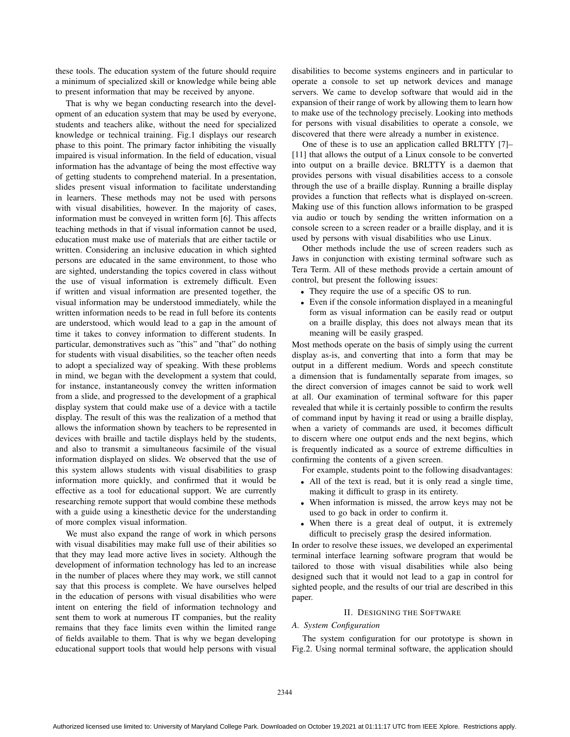these tools. The education system of the future should require a minimum of specialized skill or knowledge while being able to present information that may be received by anyone.

That is why we began conducting research into the development of an education system that may be used by everyone, students and teachers alike, without the need for specialized knowledge or technical training. Fig.1 displays our research phase to this point. The primary factor inhibiting the visually impaired is visual information. In the field of education, visual information has the advantage of being the most effective way of getting students to comprehend material. In a presentation, slides present visual information to facilitate understanding in learners. These methods may not be used with persons with visual disabilities, however. In the majority of cases, information must be conveyed in written form [6]. This affects teaching methods in that if visual information cannot be used, education must make use of materials that are either tactile or written. Considering an inclusive education in which sighted persons are educated in the same environment, to those who are sighted, understanding the topics covered in class without the use of visual information is extremely difficult. Even if written and visual information are presented together, the visual information may be understood immediately, while the written information needs to be read in full before its contents are understood, which would lead to a gap in the amount of time it takes to convey information to different students. In particular, demonstratives such as "this" and "that" do nothing for students with visual disabilities, so the teacher often needs to adopt a specialized way of speaking. With these problems in mind, we began with the development a system that could, for instance, instantaneously convey the written information from a slide, and progressed to the development of a graphical display system that could make use of a device with a tactile display. The result of this was the realization of a method that allows the information shown by teachers to be represented in devices with braille and tactile displays held by the students, and also to transmit a simultaneous facsimile of the visual information displayed on slides. We observed that the use of this system allows students with visual disabilities to grasp information more quickly, and confirmed that it would be effective as a tool for educational support. We are currently researching remote support that would combine these methods with a guide using a kinesthetic device for the understanding of more complex visual information.

We must also expand the range of work in which persons with visual disabilities may make full use of their abilities so that they may lead more active lives in society. Although the development of information technology has led to an increase in the number of places where they may work, we still cannot say that this process is complete. We have ourselves helped in the education of persons with visual disabilities who were intent on entering the field of information technology and sent them to work at numerous IT companies, but the reality remains that they face limits even within the limited range of fields available to them. That is why we began developing educational support tools that would help persons with visual disabilities to become systems engineers and in particular to operate a console to set up network devices and manage servers. We came to develop software that would aid in the expansion of their range of work by allowing them to learn how to make use of the technology precisely. Looking into methods for persons with visual disabilities to operate a console, we discovered that there were already a number in existence.

One of these is to use an application called BRLTTY [7]–[11] that allows the output of a Linux console to be converted into output on a braille device. BRLTTY is a daemon that provides persons with visual disabilities access to a console through the use of a braille display. Running a braille display provides a function that reflects what is displayed on-screen. Making use of this function allows information to be grasped via audio or touch by sending the written information on a console screen to a screen reader or a braille display, and it is used by persons with visual disabilities who use Linux.

Other methods include the use of screen readers such as Jaws in conjunction with existing terminal software such as Tera Term. All of these methods provide a certain amount of control, but present the following issues:

- They require the use of a specific OS to run.
- Even if the console information displayed in a meaningful form as visual information can be easily read or output on a braille display, this does not always mean that its meaning will be easily grasped.

Most methods operate on the basis of simply using the current display as-is, and converting that into a form that may be output in a different medium. Words and speech constitute a dimension that is fundamentally separate from images, so the direct conversion of images cannot be said to work well at all. Our examination of terminal software for this paper revealed that while it is certainly possible to confirm the results of command input by having it read or using a braille display, when a variety of commands are used, it becomes difficult to discern where one output ends and the next begins, which is frequently indicated as a source of extreme difficulties in confirming the contents of a given screen.

For example, students point to the following disadvantages:

- All of the text is read, but it is only read a single time, making it difficult to grasp in its entirety.
- When information is missed, the arrow keys may not be used to go back in order to confirm it.
- When there is a great deal of output, it is extremely difficult to precisely grasp the desired information.

In order to resolve these issues, we developed an experimental terminal interface learning software program that would be tailored to those with visual disabilities while also being designed such that it would not lead to a gap in control for sighted people, and the results of our trial are described in this paper.

## II. Designing the Software

### A. System Configuration

The system configuration for our prototype is shown in Fig.2. Using normal terminal software, the application should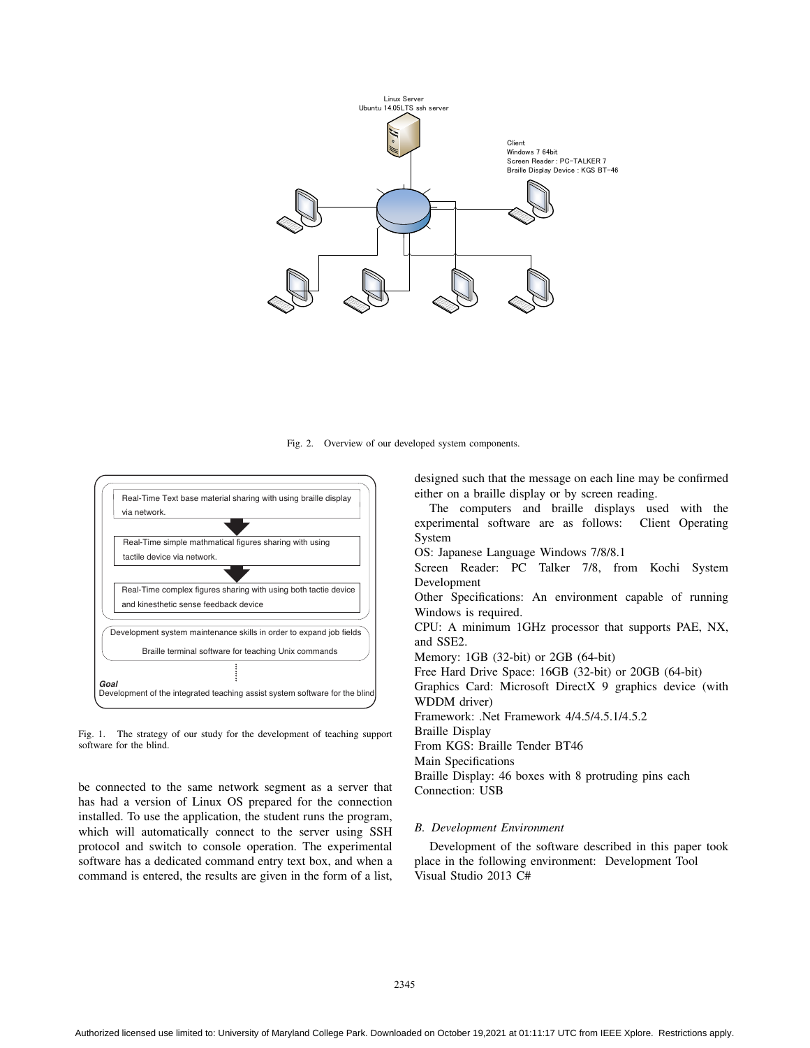Linux Server
Ubuntu 14.05LTS ssh server

Client
Windows 7 64bit
Screen Reader : PC-TALKER 7
Braille Display Device : KGS BT-46

Fig. 2. Overview of our developed system components.

Real-Time Text base material sharing with using braille display via network.

Real-Time simple mathmatical figures sharing with using tactile device via network.

Real-Time complex figures sharing with using both tactie device and kinesthetic sense feedback device

Development system maintenance skills in order to expand job fields

Braille terminal software for teaching Unix commands

**Goal**
Development of the integrated teaching assist system software for the blind

Fig. 1. The strategy of our study for the development of teaching support software for the blind.

be connected to the same network segment as a server that has had a version of Linux OS prepared for the connection installed. To use the application, the student runs the program, which will automatically connect to the server using SSH protocol and switch to console operation. The experimental software has a dedicated command entry text box, and when a command is entered, the results are given in the form of a list, designed such that the message on each line may be confirmed either on a braille display or by screen reading.

The computers and braille displays used with the experimental software are as follows: Client Operating System

OS: Japanese Language Windows 7/8/8.1

Screen Reader: PC Talker 7/8, from Kochi System Development

Other Specifications: An environment capable of running Windows is required.

CPU: A minimum 1GHz processor that supports PAE, NX, and SSE2.

Memory: 1GB (32-bit) or 2GB (64-bit)

Free Hard Drive Space: 16GB (32-bit) or 20GB (64-bit)

Graphics Card: Microsoft DirectX 9 graphics device (with WDDM driver)

Framework: .Net Framework 4/4.5/4.5.1/4.5.2

Braille Display

From KGS: Braille Tender BT46

Main Specifications

Braille Display: 46 boxes with 8 protruding pins each

Connection: USB

### B. Development Environment

Development of the software described in this paper took place in the following environment: Development Tool Visual Studio 2013 C#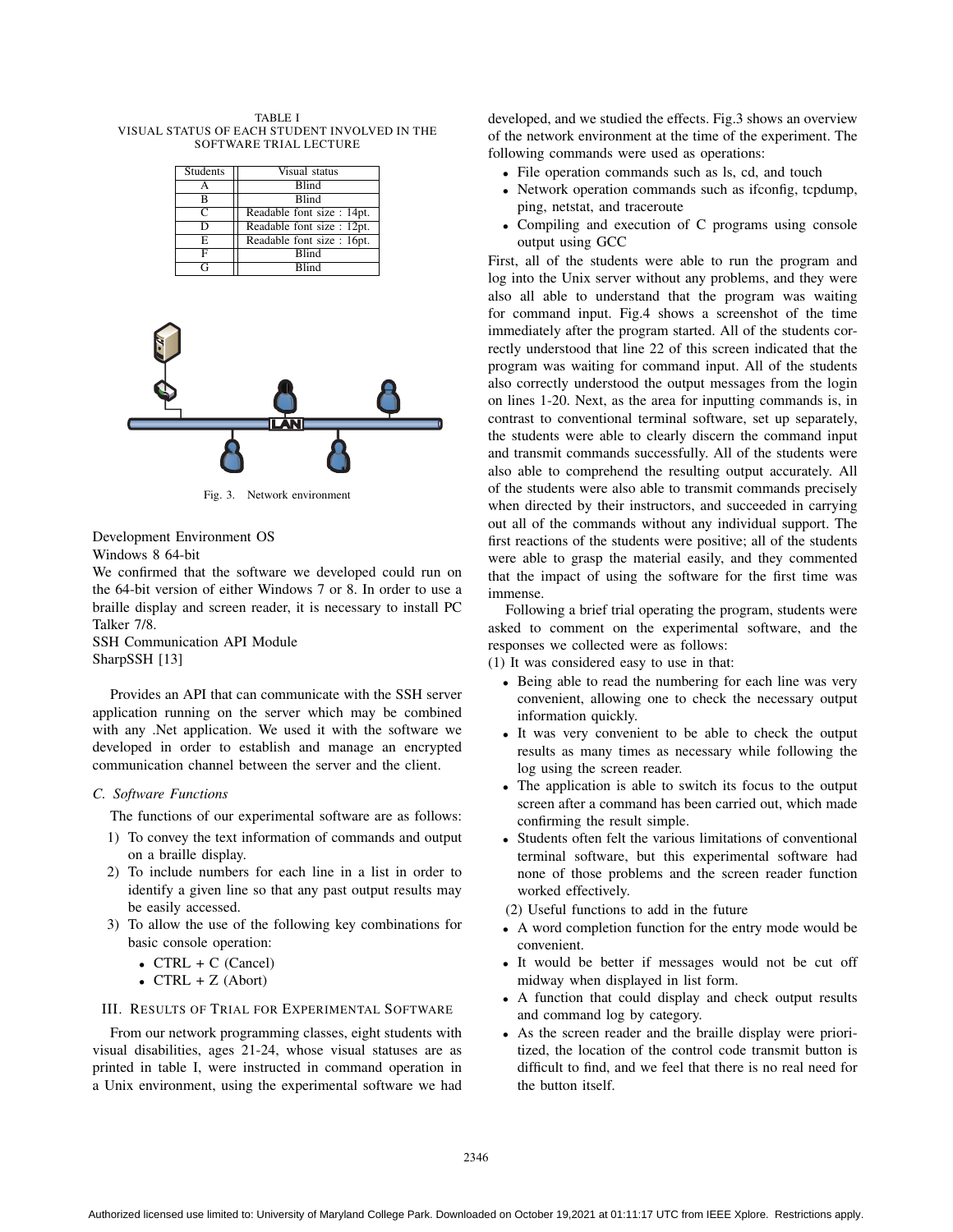TABLE I
VISUAL STATUS OF EACH STUDENT INVOLVED IN THE SOFTWARE TRIAL LECTURE

| Students | Visual status |
|---|---|
| A | Blind |
| B | Blind |
| C | Readable font size : 14pt. |
| D | Readable font size : 12pt. |
| E | Readable font size : 16pt. |
| F | Blind |
| G | Blind |

Fig. 3. Network environment

Development Environment OS
Windows 8 64-bit
We confirmed that the software we developed could run on the 64-bit version of either Windows 7 or 8. In order to use a braille display and screen reader, it is necessary to install PC Talker 7/8.
SSH Communication API Module
SharpSSH [13]

Provides an API that can communicate with the SSH server application running on the server which may be combined with any .Net application. We used it with the software we developed in order to establish and manage an encrypted communication channel between the server and the client.

### C. Software Functions

The functions of our experimental software are as follows:

1) To convey the text information of commands and output on a braille display.
2) To include numbers for each line in a list in order to identify a given line so that any past output results may be easily accessed.
3) To allow the use of the following key combinations for basic console operation:
   - CTRL + C (Cancel)
   - CTRL + Z (Abort)

## III. Results of Trial for Experimental Software

From our network programming classes, eight students with visual disabilities, ages 21-24, whose visual statuses are as printed in table I, were instructed in command operation in a Unix environment, using the experimental software we had developed, and we studied the effects. Fig.3 shows an overview of the network environment at the time of the experiment. The following commands were used as operations:

- File operation commands such as ls, cd, and touch
- Network operation commands such as ifconfig, tcpdump, ping, netstat, and traceroute
- Compiling and execution of C programs using console output using GCC

First, all of the students were able to run the program and log into the Unix server without any problems, and they were also all able to understand that the program was waiting for command input. Fig.4 shows a screenshot of the time immediately after the program started. All of the students correctly understood that line 22 of this screen indicated that the program was waiting for command input. All of the students also correctly understood the output messages from the login on lines 1-20. Next, as the area for inputting commands is, in contrast to conventional terminal software, set up separately, the students were able to clearly discern the command input and transmit commands successfully. All of the students were also able to comprehend the resulting output accurately. All of the students were also able to transmit commands precisely when directed by their instructors, and succeeded in carrying out all of the commands without any individual support. The first reactions of the students were positive; all of the students were able to grasp the material easily, and they commented that the impact of using the software for the first time was immense.

Following a brief trial operating the program, students were asked to comment on the experimental software, and the responses we collected were as follows:

(1) It was considered easy to use in that:

- Being able to read the numbering for each line was very convenient, allowing one to check the necessary output information quickly.
- It was very convenient to be able to check the output results as many times as necessary while following the log using the screen reader.
- The application is able to switch its focus to the output screen after a command has been carried out, which made confirming the result simple.
- Students often felt the various limitations of conventional terminal software, but this experimental software had none of those problems and the screen reader function worked effectively.

(2) Useful functions to add in the future

- A word completion function for the entry mode would be convenient.
- It would be better if messages would not be cut off midway when displayed in list form.
- A function that could display and check output results and command log by category.
- As the screen reader and the braille display were prioritized, the location of the control code transmit button is difficult to find, and we feel that there is no real need for the button itself.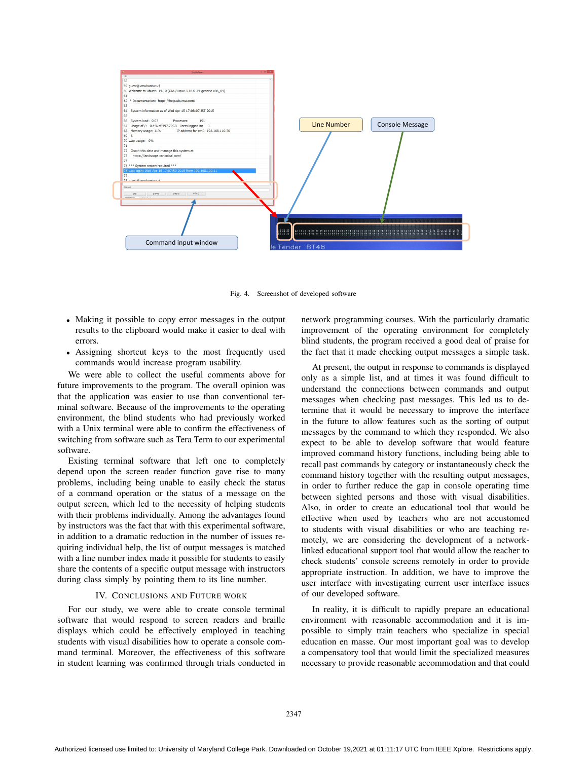Fig. 4. Screenshot of developed software

- Making it possible to copy error messages in the output results to the clipboard would make it easier to deal with errors.
- Assigning shortcut keys to the most frequently used commands would increase program usability.

We were able to collect the useful comments above for future improvements to the program. The overall opinion was that the application was easier to use than conventional terminal software. Because of the improvements to the operating environment, the blind students who had previously worked with a Unix terminal were able to confirm the effectiveness of switching from software such as Tera Term to our experimental software.

Existing terminal software that left one to completely depend upon the screen reader function gave rise to many problems, including being unable to easily check the status of a command operation or the status of a message on the output screen, which led to the necessity of helping students with their problems individually. Among the advantages found by instructors was the fact that with this experimental software, in addition to a dramatic reduction in the number of issues requiring individual help, the list of output messages is matched with a line number index made it possible for students to easily share the contents of a specific output message with instructors during class simply by pointing them to its line number.

## IV. Conclusions and Future Work

For our study, we were able to create console terminal software that would respond to screen readers and braille displays which could be effectively employed in teaching students with visual disabilities how to operate a console command terminal. Moreover, the effectiveness of this software in student learning was confirmed through trials conducted in network programming courses. With the particularly dramatic improvement of the operating environment for completely blind students, the program received a good deal of praise for the fact that it made checking output messages a simple task.

At present, the output in response to commands is displayed only as a simple list, and at times it was found difficult to understand the connections between commands and output messages when checking past messages. This led us to determine that it would be necessary to improve the interface in the future to allow features such as the sorting of output messages by the command to which they responded. We also expect to be able to develop software that would feature improved command history functions, including being able to recall past commands by category or instantaneously check the command history together with the resulting output messages, in order to further reduce the gap in console operating time between sighted persons and those with visual disabilities. Also, in order to create an educational tool that would be effective when used by teachers who are not accustomed to students with visual disabilities or who are teaching remotely, we are considering the development of a network-linked educational support tool that would allow the teacher to check students' console screens remotely in order to provide appropriate instruction. In addition, we have to improve the user interface with investigating current user interface issues of our developed software.

In reality, it is difficult to rapidly prepare an educational environment with reasonable accommodation and it is impossible to simply train teachers who specialize in special education en masse. Our most important goal was to develop a compensatory tool that would limit the specialized measures necessary to provide reasonable accommodation and that could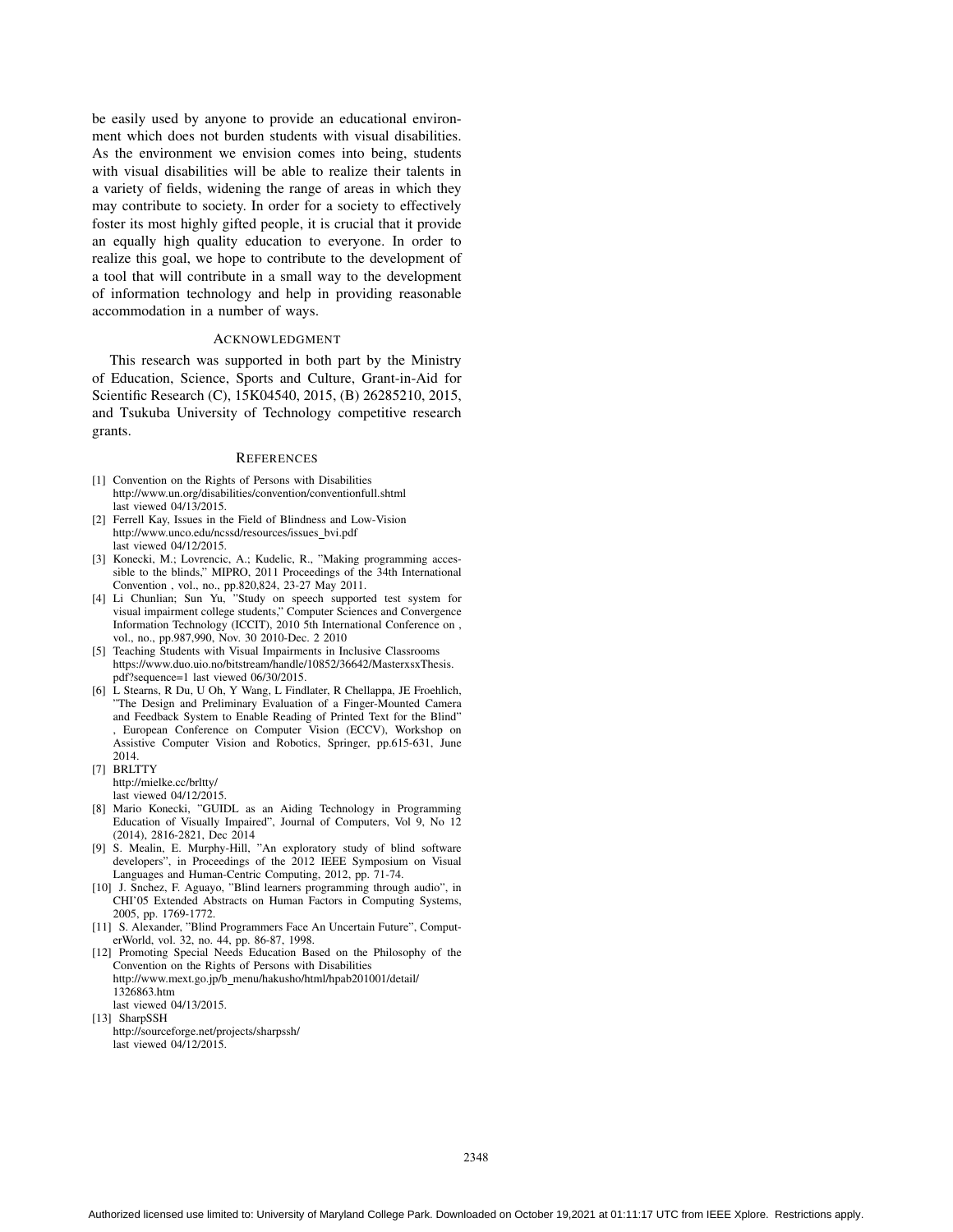be easily used by anyone to provide an educational environment which does not burden students with visual disabilities. As the environment we envision comes into being, students with visual disabilities will be able to realize their talents in a variety of fields, widening the range of areas in which they may contribute to society. In order for a society to effectively foster its most highly gifted people, it is crucial that it provide an equally high quality education to everyone. In order to realize this goal, we hope to contribute to the development of a tool that will contribute in a small way to the development of information technology and help in providing reasonable accommodation in a number of ways.

## Acknowledgment

This research was supported in both part by the Ministry of Education, Science, Sports and Culture, Grant-in-Aid for Scientific Research (C), 15K04540, 2015, (B) 26285210, 2015, and Tsukuba University of Technology competitive research grants.

## References

[1] Convention on the Rights of Persons with Disabilities http://www.un.org/disabilities/convention/conventionfull.shtml last viewed 04/13/2015.

[2] Ferrell Kay, Issues in the Field of Blindness and Low-Vision http://www.unco.edu/ncssd/resources/issues_bvi.pdf last viewed 04/12/2015.

[3] Konecki, M.; Lovrencic, A.; Kudelic, R., "Making programming accessible to the blinds," MIPRO, 2011 Proceedings of the 34th International Convention , vol., no., pp.820,824, 23-27 May 2011.

[4] Li Chunlian; Sun Yu, "Study on speech supported test system for visual impairment college students," Computer Sciences and Convergence Information Technology (ICCIT), 2010 5th International Conference on , vol., no., pp.987,990, Nov. 30 2010-Dec. 2 2010

[5] Teaching Students with Visual Impairments in Inclusive Classrooms https://www.duo.uio.no/bitstream/handle/10852/36642/MasterxsxThesis.pdf?sequence=1 last viewed 06/30/2015.

[6] L Stearns, R Du, U Oh, Y Wang, L Findlater, R Chellappa, JE Froehlich, "The Design and Preliminary Evaluation of a Finger-Mounted Camera and Feedback System to Enable Reading of Printed Text for the Blind" , European Conference on Computer Vision (ECCV), Workshop on Assistive Computer Vision and Robotics, Springer, pp.615-631, June 2014.

[7] BRLTTY http://mielke.cc/brltty/ last viewed 04/12/2015.

[8] Mario Konecki, "GUIDL as an Aiding Technology in Programming Education of Visually Impaired", Journal of Computers, Vol 9, No 12 (2014), 2816-2821, Dec 2014

[9] S. Mealin, E. Murphy-Hill, "An exploratory study of blind software developers", in Proceedings of the 2012 IEEE Symposium on Visual Languages and Human-Centric Computing, 2012, pp. 71-74.

[10] J. Snchez, F. Aguayo, "Blind learners programming through audio", in CHI'05 Extended Abstracts on Human Factors in Computing Systems, 2005, pp. 1769-1772.

[11] S. Alexander, "Blind Programmers Face An Uncertain Future", ComputerWorld, vol. 32, no. 44, pp. 86-87, 1998.

[12] Promoting Special Needs Education Based on the Philosophy of the Convention on the Rights of Persons with Disabilities http://www.mext.go.jp/b_menu/hakusho/html/hpab201001/detail/1326863.htm last viewed 04/13/2015.

[13] SharpSSH http://sourceforge.net/projects/sharpssh/ last viewed 04/12/2015.